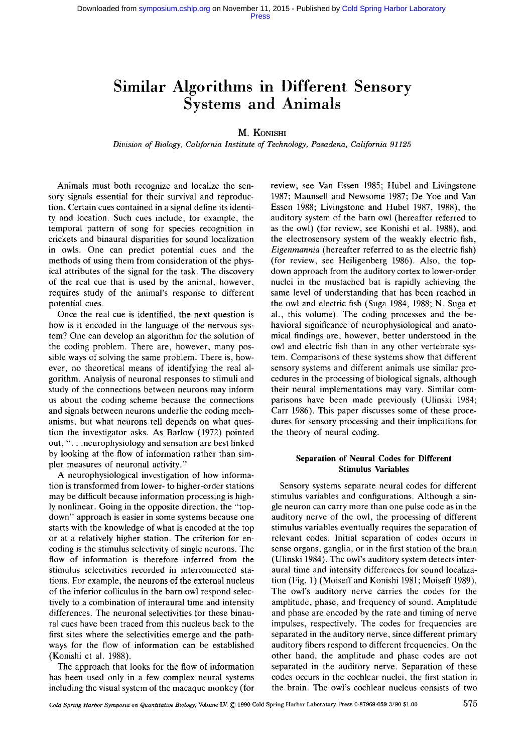# Similar Algorithms in Different Sensory Systems and Animals

M. Konishi

*Division of Biology, California Institute of Technology, Pasadena, California 91125*

Animals must both recognize and localize the sensory signals essential for their survival and reproduction. Certain cues contained in a signal define its identity and location. Such cues include, for example, the temporal pattern of song for species recognition in crickets and binaural disparities for sound localization in owls. One can predict potential cues and the methods of using them from consideration of the physical attributes of the signal for the task. The discovery of the real cue that is used by the animal, however, requires study of the animal's response to different potential cues.

Once the real cue is identified, the next question is how is it encoded in the language of the nervous system? One can develop an algorithm for the solution of the coding problem. There are, however, many possible ways of solving the same problem. There is, however, no theoretical means of identifying the real algorithm. Analysis of neuronal responses to stimuli and study of the connections between neurons may inform us about the coding scheme because the connections and signals between neurons underlie the coding mechanisms, but what neurons tell depends on what question the investigator asks. As Barlow (1972) pointed out, ". . .neurophysiology and sensation are best linked by looking at the flow of information rather than simpler measures of neuronal activity."

A neurophysiological investigation of how information is transformed from lower- to higher-order stations may be difficult because information processing is highly nonlinear. Going in the opposite direction, the "top-down" approach is easier in some systems because one starts with the knowledge of what is encoded at the top or at a relatively higher station. The criterion for encoding is the stimulus selectivity of single neurons. The flow of information is therefore inferred from the stimulus selectivities recorded in interconnected stations. For example, the neurons of the external nucleus of the inferior colliculus in the barn owl respond selectively to a combination of interaural time and intensity differences. The neuronal selectivities for these binaural cues have been traced from this nucleus back to the first sites where the selectivities emerge and the pathways for the flow of information can be established (Konishi et al. 1988).

The approach that looks for the flow of information has been used only in a few complex neural systems including the visual system of the macaque monkey (for review, see Van Essen 1985; Hubel and Livingstone 1987; Maunsell and Newsome 1987; De Yoe and Van Essen 1988; Livingstone and Hubel 1987, 1988), the auditory system of the barn owl (hereafter referred to as the owl) (for review, see Konishi et al. 1988), and the electrosensory system of the weakly electric fish, *Eigenmannia* (hereafter referred to as the electric fish) (for review, see Heiligenberg 1986). Also, the top-down approach from the auditory cortex to lower-order nuclei in the mustached bat is rapidly achieving the same level of understanding that has been reached in the owl and electric fish (Suga 1984, 1988; N. Suga et al., this volume). The coding processes and the behavioral significance of neurophysiological and anatomical findings are, however, better understood in the owl and electric fish than in any other vertebrate system. Comparisons of these systems show that different sensory systems and different animals use similar procedures in the processing of biological signals, although their neural implementations may vary. Similar comparisons have been made previously (Ulinski 1984; Carr 1986). This paper discusses some of these procedures for sensory processing and their implications for the theory of neural coding.

### Separation of Neural Codes for Different Stimulus Variables

Sensory systems separate neural codes for different stimulus variables and configurations. Although a single neuron can carry more than one pulse code as in the auditory nerve of the owl, the processing of different stimulus variables eventually requires the separation of relevant codes. Initial separation of codes occurs in sense organs, ganglia, or in the first station of the brain (Ulinski 1984). The owl's auditory system detects interaural time and intensity differences for sound localization (Fig. 1) (Moiseff and Konishi 1981; Moiseff 1989). The owl's auditory nerve carries the codes for the amplitude, phase, and frequency of sound. Amplitude and phase are encoded by the rate and timing of nerve impulses, respectively. The codes for frequencies are separated in the auditory nerve, since different primary auditory fibers respond to different frequencies. On the other hand, the amplitude and phase codes are not separated in the auditory nerve. Separation of these codes occurs in the cochlear nuclei, the first station in the brain. The owl's cochlear nucleus consists of two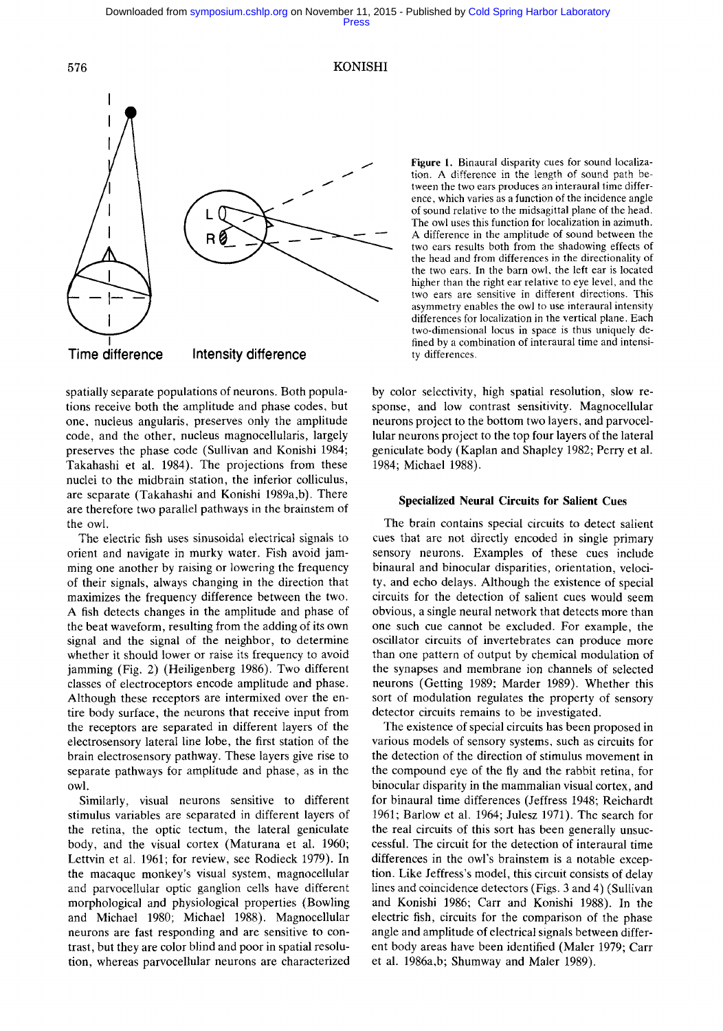Time difference Intensity difference

Figure 1. Binaural disparity cues for sound localization. A difference in the length of sound path between the two ears produces an interaural time difference, which varies as a function of the incidence angle of sound relative to the midsagittal plane of the head. The owl uses this function for localization in azimuth. A difference in the amplitude of sound between the two ears results both from the shadowing effects of the head and from differences in the directionality of the two ears. In the barn owl, the left ear is located higher than the right ear relative to eye level, and the two ears are sensitive in different directions. This asymmetry enables the owl to use interaural intensity differences for localization in the vertical plane. Each two-dimensional locus in space is thus uniquely defined by a combination of interaural time and intensity differences.

spatially separate populations of neurons. Both populations receive both the amplitude and phase codes, but one, nucleus angularis, preserves only the amplitude code, and the other, nucleus magnocellularis, largely preserves the phase code (Sullivan and Konishi 1984; Takahashi et al. 1984). The projections from these nuclei to the midbrain station, the inferior colliculus, are separate (Takahashi and Konishi 1989a,b). There are therefore two parallel pathways in the brainstem of the owl.

The electric fish uses sinusoidal electrical signals to orient and navigate in murky water. Fish avoid jamming one another by raising or lowering the frequency of their signals, always changing in the direction that maximizes the frequency difference between the two. A fish detects changes in the amplitude and phase of the beat waveform, resulting from the adding of its own signal and the signal of the neighbor, to determine whether it should lower or raise its frequency to avoid jamming (Fig. 2) (Heiligenberg 1986). Two different classes of electroceptors encode amplitude and phase. Although these receptors are intermixed over the entire body surface, the neurons that receive input from the receptors are separated in different layers of the electrosensory lateral line lobe, the first station of the brain electrosensory pathway. These layers give rise to separate pathways for amplitude and phase, as in the owl.

Similarly, visual neurons sensitive to different stimulus variables are separated in different layers of the retina, the optic tectum, the lateral geniculate body, and the visual cortex (Maturana et al. 1960; Lettvin et al. 1961; for review, see Rodieck 1979). In the macaque monkey's visual system, magnocellular and parvocellular optic ganglion cells have different morphological and physiological properties (Bowling and Michael 1980; Michael 1988). Magnocellular neurons are fast responding and are sensitive to contrast, but they are color blind and poor in spatial resolution, whereas parvocellular neurons are characterized by color selectivity, high spatial resolution, slow response, and low contrast sensitivity. Magnocellular neurons project to the bottom two layers, and parvocellular neurons project to the top four layers of the lateral geniculate body (Kaplan and Shapley 1982; Perry et al. 1984; Michael 1988).

## Specialized Neural Circuits for Salient Cues

The brain contains special circuits to detect salient cues that are not directly encoded in single primary sensory neurons. Examples of these cues include binaural and binocular disparities, orientation, velocity, and echo delays. Although the existence of special circuits for the detection of salient cues would seem obvious, a single neural network that detects more than one such cue cannot be excluded. For example, the oscillator circuits of invertebrates can produce more than one pattern of output by chemical modulation of the synapses and membrane ion channels of selected neurons (Getting 1989; Marder 1989). Whether this sort of modulation regulates the property of sensory detector circuits remains to be investigated.

The existence of special circuits has been proposed in various models of sensory systems, such as circuits for the detection of the direction of stimulus movement in the compound eye of the fly and the rabbit retina, for binocular disparity in the mammalian visual cortex, and for binaural time differences (Jeffress 1948; Reichardt 1961; Barlow et al. 1964; Julesz 1971). The search for the real circuits of this sort has been generally unsuccessful. The circuit for the detection of interaural time differences in the owl's brainstem is a notable exception. Like Jeffress's model, this circuit consists of delay lines and coincidence detectors (Figs. 3 and 4) (Sullivan and Konishi 1986; Carr and Konishi 1988). In the electric fish, circuits for the comparison of the phase angle and amplitude of electrical signals between different body areas have been identified (Maler 1979; Carr et al. 1986a,b; Shumway and Maler 1989).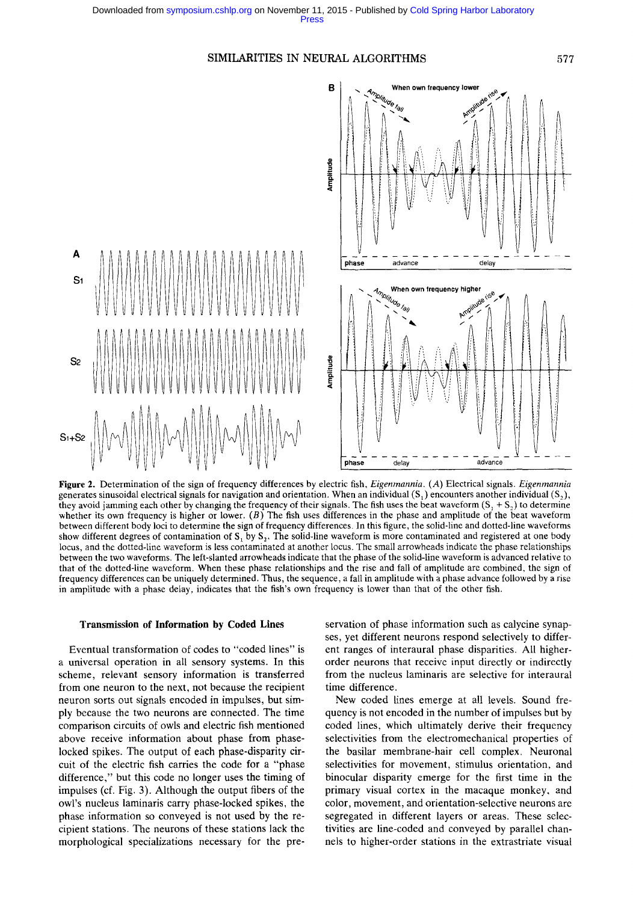**Figure 2.** Determination of the sign of frequency differences by electric fish, *Eigenmannia*. (*A*) Electrical signals. *Eigenmannia* generates sinusoidal electrical signals for navigation and orientation. When an individual ($S_1$) encounters another individual ($S_2$), they avoid jamming each other by changing the frequency of their signals. The fish uses the beat waveform ($S_1 + S_2$) to determine whether its own frequency is higher or lower. (*B*) The fish uses differences in the phase and amplitude of the beat waveform between different body loci to determine the sign of frequency differences. In this figure, the solid-line and dotted-line waveforms show different degrees of contamination of $S_1$ by $S_2$. The solid-line waveform is more contaminated and registered at one body locus, and the dotted-line waveform is less contaminated at another locus. The small arrowheads indicate the phase relationships between the two waveforms. The left-slanted arrowheads indicate that the phase of the solid-line waveform is advanced relative to that of the dotted-line waveform. When these phase relationships and the rise and fall of amplitude are combined, the sign of frequency differences can be uniquely determined. Thus, the sequence, a fall in amplitude with a phase advance followed by a rise in amplitude with a phase delay, indicates that the fish's own frequency is lower than that of the other fish.

### Transmission of Information by Coded Lines

Eventual transformation of codes to "coded lines" is a universal operation in all sensory systems. In this scheme, relevant sensory information is transferred from one neuron to the next, not because the recipient neuron sorts out signals encoded in impulses, but simply because the two neurons are connected. The time comparison circuits of owls and electric fish mentioned above receive information about phase from phase-locked spikes. The output of each phase-disparity circuit of the electric fish carries the code for a "phase difference," but this code no longer uses the timing of impulses (cf. Fig. 3). Although the output fibers of the owl's nucleus laminaris carry phase-locked spikes, the phase information so conveyed is not used by the recipient stations. The neurons of these stations lack the morphological specializations necessary for the preservation of phase information such as calycine synapses, yet different neurons respond selectively to different ranges of interaural phase disparities. All higher-order neurons that receive input directly or indirectly from the nucleus laminaris are selective for interaural time difference.

New coded lines emerge at all levels. Sound frequency is not encoded in the number of impulses but by coded lines, which ultimately derive their frequency selectivities from the electromechanical properties of the basilar membrane-hair cell complex. Neuronal selectivities for movement, stimulus orientation, and binocular disparity emerge for the first time in the primary visual cortex in the macaque monkey, and color, movement, and orientation-selective neurons are segregated in different layers or areas. These selectivities are line-coded and conveyed by parallel channels to higher-order stations in the extrastriate visual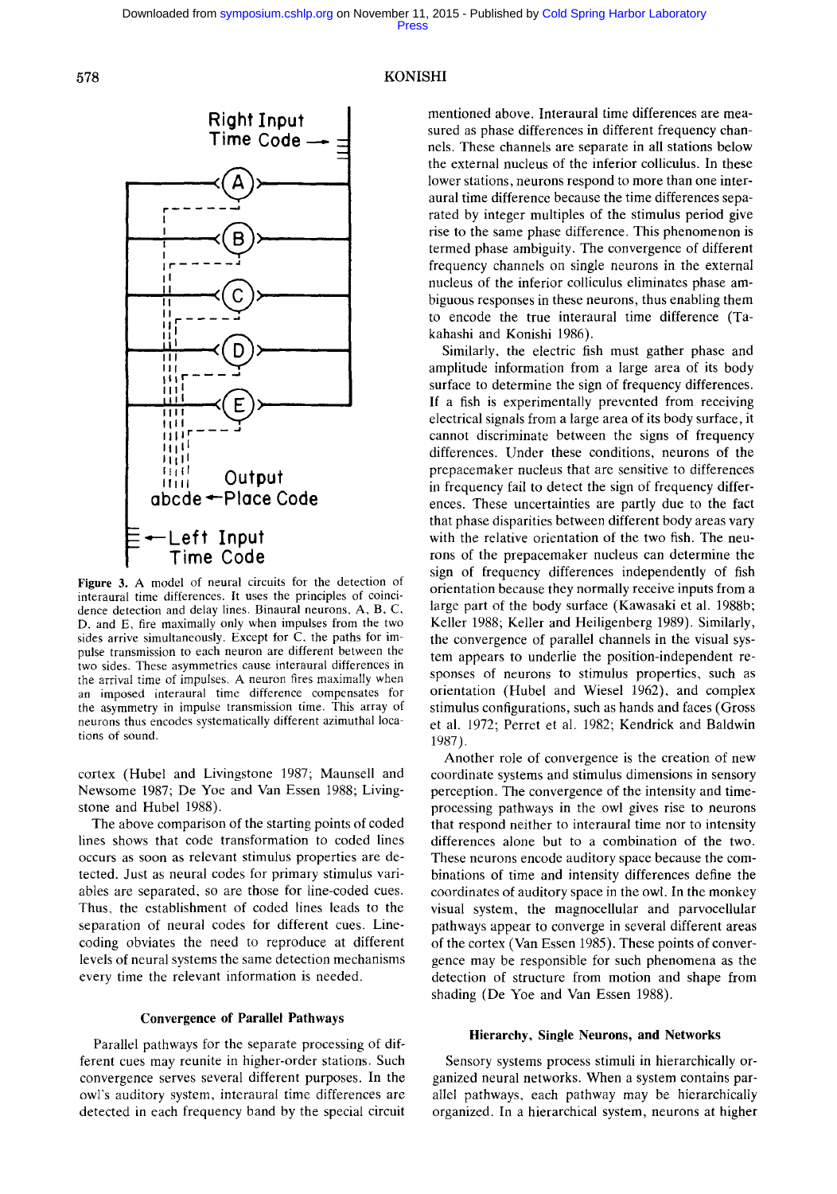Right Input
Time Code

Output
abcde ← Place Code

Left Input
Time Code

**Figure 3.** A model of neural circuits for the detection of interaural time differences. It uses the principles of coincidence detection and delay lines. Binaural neurons, A, B, C, D, and E, fire maximally only when impulses from the two sides arrive simultaneously. Except for C, the paths for impulse transmission to each neuron are different between the two sides. These asymmetries cause interaural differences in the arrival time of impulses. A neuron fires maximally when an imposed interaural time difference compensates for the asymmetry in impulse transmission time. This array of neurons thus encodes systematically different azimuthal locations of sound.

cortex (Hubel and Livingstone 1987; Maunsell and Newsome 1987; De Yoe and Van Essen 1988; Livingstone and Hubel 1988).

The above comparison of the starting points of coded lines shows that code transformation to coded lines occurs as soon as relevant stimulus properties are detected. Just as neural codes for primary stimulus variables are separated, so are those for line-coded cues. Thus, the establishment of coded lines leads to the separation of neural codes for different cues. Line-coding obviates the need to reproduce at different levels of neural systems the same detection mechanisms every time the relevant information is needed.

### Convergence of Parallel Pathways

Parallel pathways for the separate processing of different cues may reunite in higher-order stations. Such convergence serves several different purposes. In the owl's auditory system, interaural time differences are detected in each frequency band by the special circuit mentioned above. Interaural time differences are measured as phase differences in different frequency channels. These channels are separate in all stations below the external nucleus of the inferior colliculus. In these lower stations, neurons respond to more than one interaural time difference because the time differences separated by integer multiples of the stimulus period give rise to the same phase difference. This phenomenon is termed phase ambiguity. The convergence of different frequency channels on single neurons in the external nucleus of the inferior colliculus eliminates phase ambiguous responses in these neurons, thus enabling them to encode the true interaural time difference (Takahashi and Konishi 1986).

Similarly, the electric fish must gather phase and amplitude information from a large area of its body surface to determine the sign of frequency differences. If a fish is experimentally prevented from receiving electrical signals from a large area of its body surface, it cannot discriminate between the signs of frequency differences. Under these conditions, neurons of the prepacemaker nucleus that are sensitive to differences in frequency fail to detect the sign of frequency differences. These uncertainties are partly due to the fact that phase disparities between different body areas vary with the relative orientation of the two fish. The neurons of the prepacemaker nucleus can determine the sign of frequency differences independently of fish orientation because they normally receive inputs from a large part of the body surface (Kawasaki et al. 1988b; Keller 1988; Keller and Heiligenberg 1989). Similarly, the convergence of parallel channels in the visual system appears to underlie the position-independent responses of neurons to stimulus properties, such as orientation (Hubel and Wiesel 1962), and complex stimulus configurations, such as hands and faces (Gross et al. 1972; Perret et al. 1982; Kendrick and Baldwin 1987).

Another role of convergence is the creation of new coordinate systems and stimulus dimensions in sensory perception. The convergence of the intensity and time-processing pathways in the owl gives rise to neurons that respond neither to interaural time nor to intensity differences alone but to a combination of the two. These neurons encode auditory space because the combinations of time and intensity differences define the coordinates of auditory space in the owl. In the monkey visual system, the magnocellular and parvocellular pathways appear to converge in several different areas of the cortex (Van Essen 1985). These points of convergence may be responsible for such phenomena as the detection of structure from motion and shape from shading (De Yoe and Van Essen 1988).

### Hierarchy, Single Neurons, and Networks

Sensory systems process stimuli in hierarchically organized neural networks. When a system contains parallel pathways, each pathway may be hierarchically organized. In a hierarchical system, neurons at higher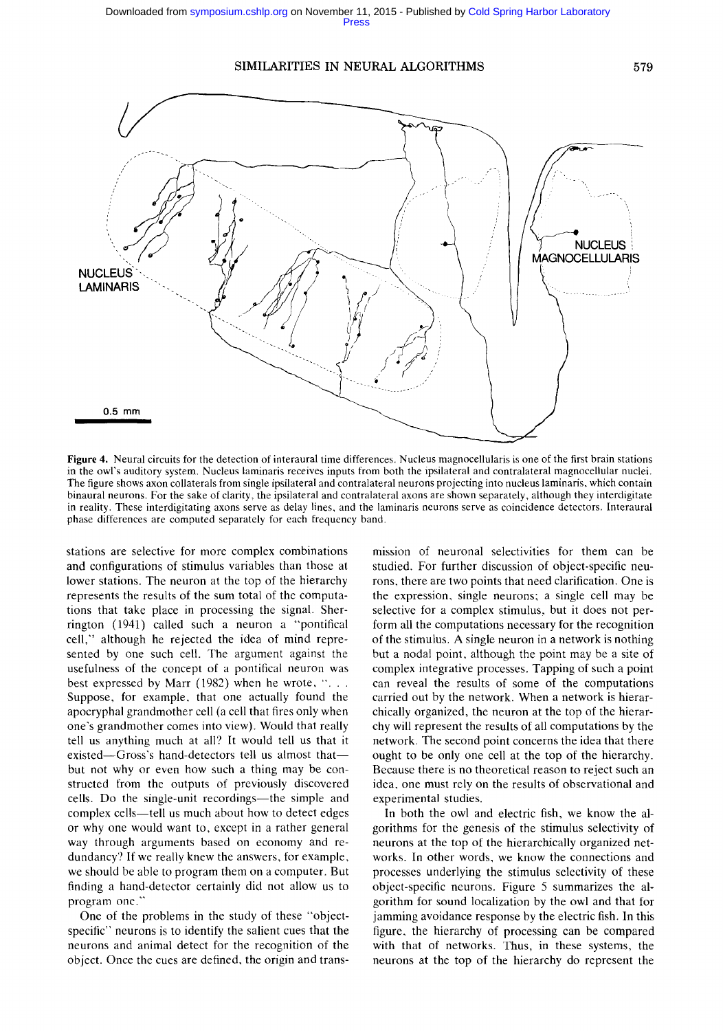NUCLEUS LAMINARIS

NUCLEUS MAGNOCELLULARIS

0.5 mm

**Figure 4.** Neural circuits for the detection of interaural time differences. Nucleus magnocellularis is one of the first brain stations in the owl's auditory system. Nucleus laminaris receives inputs from both the ipsilateral and contralateral magnocellular nuclei. The figure shows axon collaterals from single ipsilateral and contralateral neurons projecting into nucleus laminaris, which contain binaural neurons. For the sake of clarity, the ipsilateral and contralateral axons are shown separately, although they interdigitate in reality. These interdigitating axons serve as delay lines, and the laminaris neurons serve as coincidence detectors. Interaural phase differences are computed separately for each frequency band.

stations are selective for more complex combinations and configurations of stimulus variables than those at lower stations. The neuron at the top of the hierarchy represents the results of the sum total of the computations that take place in processing the signal. Sherrington (1941) called such a neuron a "pontifical cell," although he rejected the idea of mind represented by one such cell. The argument against the usefulness of the concept of a pontifical neuron was best expressed by Marr (1982) when he wrote, ". . . Suppose, for example, that one actually found the apocryphal grandmother cell (a cell that fires only when one's grandmother comes into view). Would that really tell us anything much at all? It would tell us that it existed—Gross's hand-detectors tell us almost that—but not why or even how such a thing may be constructed from the outputs of previously discovered cells. Do the single-unit recordings—the simple and complex cells—tell us much about how to detect edges or why one would want to, except in a rather general way through arguments based on economy and redundancy? If we really knew the answers, for example, we should be able to program them on a computer. But finding a hand-detector certainly did not allow us to program one."

One of the problems in the study of these "object-specific" neurons is to identify the salient cues that the neurons and animal detect for the recognition of the object. Once the cues are defined, the origin and transmission of neuronal selectivities for them can be studied. For further discussion of object-specific neurons, there are two points that need clarification. One is the expression, single neurons; a single cell may be selective for a complex stimulus, but it does not perform all the computations necessary for the recognition of the stimulus. A single neuron in a network is nothing but a nodal point, although the point may be a site of complex integrative processes. Tapping of such a point can reveal the results of some of the computations carried out by the network. When a network is hierarchically organized, the neuron at the top of the hierarchy will represent the results of all computations by the network. The second point concerns the idea that there ought to be only one cell at the top of the hierarchy. Because there is no theoretical reason to reject such an idea, one must rely on the results of observational and experimental studies.

In both the owl and electric fish, we know the algorithms for the genesis of the stimulus selectivity of neurons at the top of the hierarchically organized networks. In other words, we know the connections and processes underlying the stimulus selectivity of these object-specific neurons. Figure 5 summarizes the algorithm for sound localization by the owl and that for jamming avoidance response by the electric fish. In this figure, the hierarchy of processing can be compared with that of networks. Thus, in these systems, the neurons at the top of the hierarchy do represent the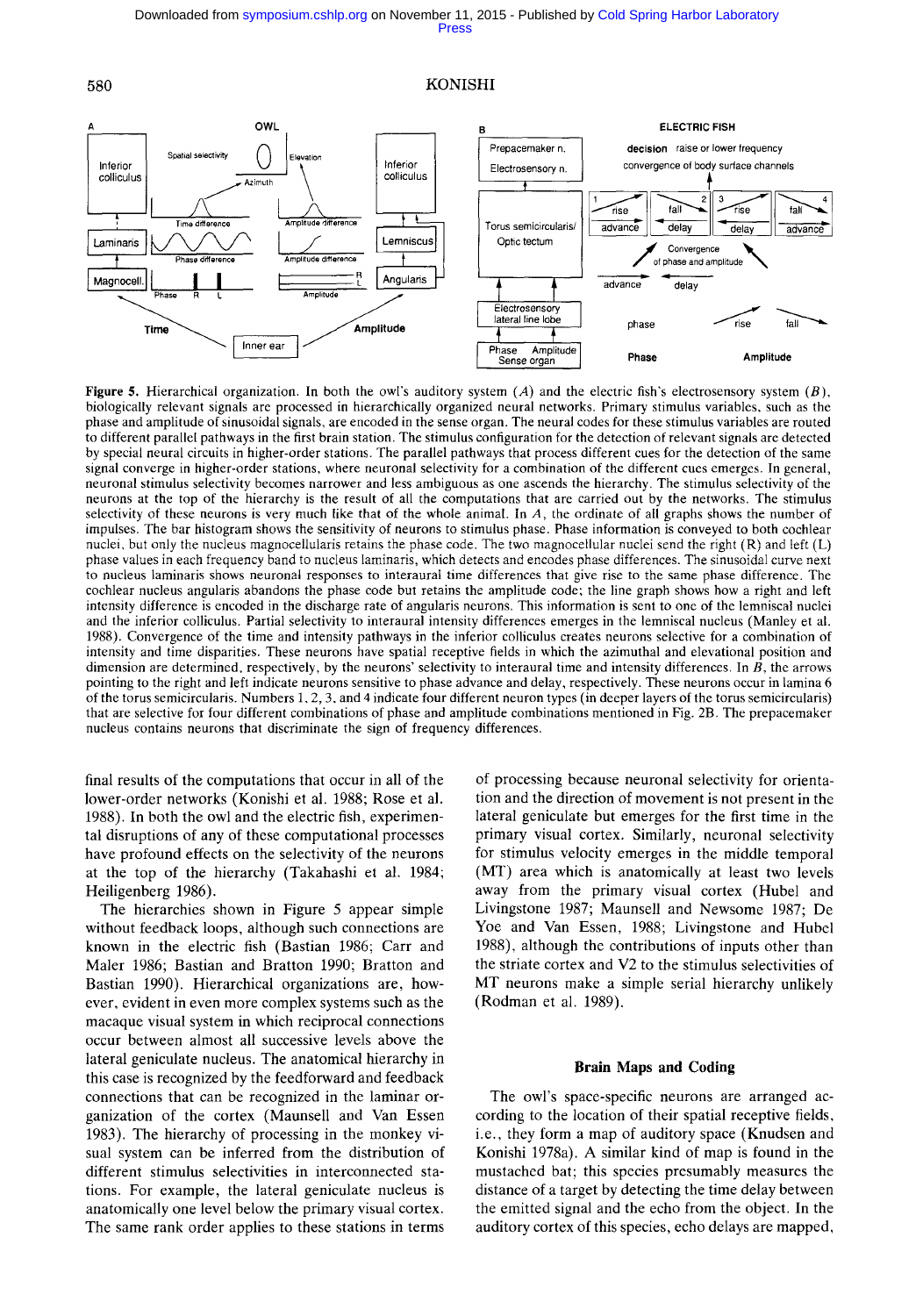**Figure 5.** Hierarchical organization. In both the owl's auditory system (*A*) and the electric fish's electrosensory system (*B*), biologically relevant signals are processed in hierarchically organized neural networks. Primary stimulus variables, such as the phase and amplitude of sinusoidal signals, are encoded in the sense organ. The neural codes for these stimulus variables are routed to different parallel pathways in the first brain station. The stimulus configuration for the detection of relevant signals are detected by special neural circuits in higher-order stations. The parallel pathways that process different cues for the detection of the same signal converge in higher-order stations, where neuronal selectivity for a combination of the different cues emerges. In general, neuronal stimulus selectivity becomes narrower and less ambiguous as one ascends the hierarchy. The stimulus selectivity of the neurons at the top of the hierarchy is the result of all the computations that are carried out by the networks. The stimulus selectivity of these neurons is very much like that of the whole animal. In *A*, the ordinate of all graphs shows the number of impulses. The bar histogram shows the sensitivity of neurons to stimulus phase. Phase information is conveyed to both cochlear nuclei, but only the nucleus magnocellularis retains the phase code. The two magnocellular nuclei send the right (R) and left (L) phase values in each frequency band to nucleus laminaris, which detects and encodes phase differences. The sinusoidal curve next to nucleus laminaris shows neuronal responses to interaural time differences that give rise to the same phase difference. The cochlear nucleus angularis abandons the phase code but retains the amplitude code; the line graph shows how a right and left intensity difference is encoded in the discharge rate of angularis neurons. This information is sent to one of the lemniscal nuclei and the inferior colliculus. Partial selectivity to interaural intensity differences emerges in the lemniscal nucleus (Manley et al. 1988). Convergence of the time and intensity pathways in the inferior colliculus creates neurons selective for a combination of intensity and time disparities. These neurons have spatial receptive fields in which the azimuthal and elevational position and dimension are determined, respectively, by the neurons' selectivity to interaural time and intensity differences. In *B*, the arrows pointing to the right and left indicate neurons sensitive to phase advance and delay, respectively. These neurons occur in lamina 6 of the torus semicircularis. Numbers 1, 2, 3, and 4 indicate four different neuron types (in deeper layers of the torus semicircularis) that are selective for four different combinations of phase and amplitude combinations mentioned in Fig. 2B. The prepacemaker nucleus contains neurons that discriminate the sign of frequency differences.

final results of the computations that occur in all of the lower-order networks (Konishi et al. 1988; Rose et al. 1988). In both the owl and the electric fish, experimental disruptions of any of these computational processes have profound effects on the selectivity of the neurons at the top of the hierarchy (Takahashi et al. 1984; Heiligenberg 1986).

The hierarchies shown in Figure 5 appear simple without feedback loops, although such connections are known in the electric fish (Bastian 1986; Carr and Maler 1986; Bastian and Bratton 1990; Bratton and Bastian 1990). Hierarchical organizations are, however, evident in even more complex systems such as the macaque visual system in which reciprocal connections occur between almost all successive levels above the lateral geniculate nucleus. The anatomical hierarchy in this case is recognized by the feedforward and feedback connections that can be recognized in the laminar organization of the cortex (Maunsell and Van Essen 1983). The hierarchy of processing in the monkey visual system can be inferred from the distribution of different stimulus selectivities in interconnected stations. For example, the lateral geniculate nucleus is anatomically one level below the primary visual cortex. The same rank order applies to these stations in terms of processing because neuronal selectivity for orientation and the direction of movement is not present in the lateral geniculate but emerges for the first time in the primary visual cortex. Similarly, neuronal selectivity for stimulus velocity emerges in the middle temporal (MT) area which is anatomically at least two levels away from the primary visual cortex (Hubel and Livingstone 1987; Maunsell and Newsome 1987; De Yoe and Van Essen, 1988; Livingstone and Hubel 1988), although the contributions of inputs other than the striate cortex and V2 to the stimulus selectivities of MT neurons make a simple serial hierarchy unlikely (Rodman et al. 1989).

## Brain Maps and Coding

The owl's space-specific neurons are arranged according to the location of their spatial receptive fields, i.e., they form a map of auditory space (Knudsen and Konishi 1978a). A similar kind of map is found in the mustached bat; this species presumably measures the distance of a target by detecting the time delay between the emitted signal and the echo from the object. In the auditory cortex of this species, echo delays are mapped,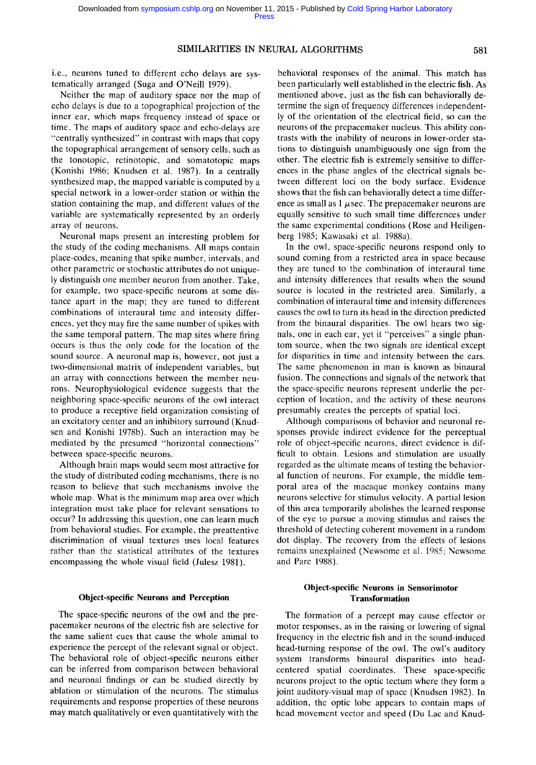i.e., neurons tuned to different echo delays are systematically arranged (Suga and O'Neill 1979).

Neither the map of auditory space nor the map of echo delays is due to a topographical projection of the inner ear, which maps frequency instead of space or time. The maps of auditory space and echo-delays are "centrally synthesized" in contrast with maps that copy the topographical arrangement of sensory cells, such as the tonotopic, retinotopic, and somatotopic maps (Konishi 1986; Knudsen et al. 1987). In a centrally synthesized map, the mapped variable is computed by a special network in a lower-order station or within the station containing the map, and different values of the variable are systematically represented by an orderly array of neurons.

Neuronal maps present an interesting problem for the study of the coding mechanisms. All maps contain place-codes, meaning that spike number, intervals, and other parametric or stochastic attributes do not uniquely distinguish one member neuron from another. Take, for example, two space-specific neurons at some distance apart in the map; they are tuned to different combinations of interaural time and intensity differences, yet they may fire the same number of spikes with the same temporal pattern. The map sites where firing occurs is thus the only code for the location of the sound source. A neuronal map is, however, not just a two-dimensional matrix of independent variables, but an array with connections between the member neurons. Neurophysiological evidence suggests that the neighboring space-specific neurons of the owl interact to produce a receptive field organization consisting of an excitatory center and an inhibitory surround (Knudsen and Konishi 1978b). Such an interaction may be mediated by the presumed "horizontal connections" between space-specific neurons.

Although brain maps would seem most attractive for the study of distributed coding mechanisms, there is no reason to believe that such mechanisms involve the whole map. What is the minimum map area over which integration must take place for relevant sensations to occur? In addressing this question, one can learn much from behavioral studies. For example, the preattentive discrimination of visual textures uses local features rather than the statistical attributes of the textures encompassing the whole visual field (Julesz 1981).

### Object-specific Neurons and Perception

The space-specific neurons of the owl and the prepacemaker neurons of the electric fish are selective for the same salient cues that cause the whole animal to experience the percept of the relevant signal or object. The behavioral role of object-specific neurons either can be inferred from comparison between behavioral and neuronal findings or can be studied directly by ablation or stimulation of the neurons. The stimulus requirements and response properties of these neurons may match qualitatively or even quantitatively with the behavioral responses of the animal. This match has been particularly well established in the electric fish. As mentioned above, just as the fish can behaviorally determine the sign of frequency differences independently of the orientation of the electrical field, so can the neurons of the prepacemaker nucleus. This ability contrasts with the inability of neurons in lower-order stations to distinguish unambiguously one sign from the other. The electric fish is extremely sensitive to differences in the phase angles of the electrical signals between different loci on the body surface. Evidence shows that the fish can behaviorally detect a time difference as small as 1 $\mu$sec. The prepacemaker neurons are equally sensitive to such small time differences under the same experimental conditions (Rose and Heiligenberg 1985; Kawasaki et al. 1988a).

In the owl, space-specific neurons respond only to sound coming from a restricted area in space because they are tuned to the combination of interaural time and intensity differences that results when the sound source is located in the restricted area. Similarly, a combination of interaural time and intensity differences causes the owl to turn its head in the direction predicted from the binaural disparities. The owl hears two signals, one in each ear, yet it "perceives" a single phantom source, when the two signals are identical except for disparities in time and intensity between the ears. The same phenomenon in man is known as binaural fusion. The connections and signals of the network that the space-specific neurons represent underlie the perception of location, and the activity of these neurons presumably creates the percepts of spatial loci.

Although comparisons of behavior and neuronal responses provide indirect evidence for the perceptual role of object-specific neurons, direct evidence is difficult to obtain. Lesions and stimulation are usually regarded as the ultimate means of testing the behavioral function of neurons. For example, the middle temporal area of the macaque monkey contains many neurons selective for stimulus velocity. A partial lesion of this area temporarily abolishes the learned response of the eye to pursue a moving stimulus and raises the threshold of detecting coherent movement in a random dot display. The recovery from the effects of lesions remains unexplained (Newsome et al. 1985; Newsome and Pare 1988).

### Object-specific Neurons in Sensorimotor Transformation

The formation of a percept may cause effector or motor responses, as in the raising or lowering of signal frequency in the electric fish and in the sound-induced head-turning response of the owl. The owl's auditory system transforms binaural disparities into head-centered spatial coordinates. These space-specific neurons project to the optic tectum where they form a joint auditory-visual map of space (Knudsen 1982). In addition, the optic lobe appears to contain maps of head movement vector and speed (Du Lac and Knud-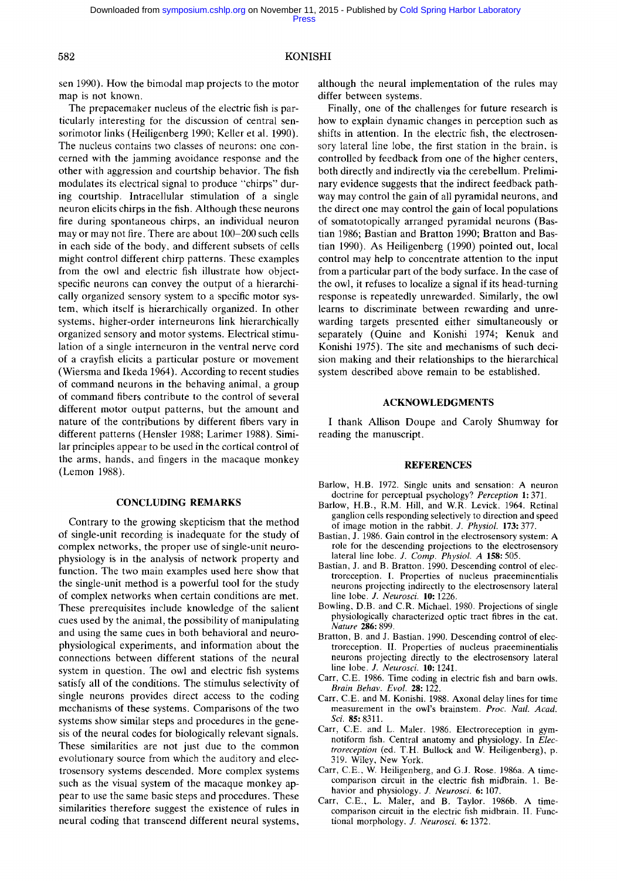sen 1990). How the bimodal map projects to the motor map is not known.

The prepacemaker nucleus of the electric fish is particularly interesting for the discussion of central sensorimotor links (Heiligenberg 1990; Keller et al. 1990). The nucleus contains two classes of neurons: one concerned with the jamming avoidance response and the other with aggression and courtship behavior. The fish modulates its electrical signal to produce "chirps" during courtship. Intracellular stimulation of a single neuron elicits chirps in the fish. Although these neurons fire during spontaneous chirps, an individual neuron may or may not fire. There are about 100–200 such cells in each side of the body, and different subsets of cells might control different chirp patterns. These examples from the owl and electric fish illustrate how object-specific neurons can convey the output of a hierarchically organized sensory system to a specific motor system, which itself is hierarchically organized. In other systems, higher-order interneurons link hierarchically organized sensory and motor systems. Electrical stimulation of a single interneuron in the ventral nerve cord of a crayfish elicits a particular posture or movement (Wiersma and Ikeda 1964). According to recent studies of command neurons in the behaving animal, a group of command fibers contribute to the control of several different motor output patterns, but the amount and nature of the contributions by different fibers vary in different patterns (Hensler 1988; Larimer 1988). Similar principles appear to be used in the cortical control of the arms, hands, and fingers in the macaque monkey (Lemon 1988).

## CONCLUDING REMARKS

Contrary to the growing skepticism that the method of single-unit recording is inadequate for the study of complex networks, the proper use of single-unit neurophysiology is in the analysis of network property and function. The two main examples used here show that the single-unit method is a powerful tool for the study of complex networks when certain conditions are met. These prerequisites include knowledge of the salient cues used by the animal, the possibility of manipulating and using the same cues in both behavioral and neurophysiological experiments, and information about the connections between different stations of the neural system in question. The owl and electric fish systems satisfy all of the conditions. The stimulus selectivity of single neurons provides direct access to the coding mechanisms of these systems. Comparisons of the two systems show similar steps and procedures in the genesis of the neural codes for biologically relevant signals. These similarities are not just due to the common evolutionary source from which the auditory and electrosensory systems descended. More complex systems such as the visual system of the macaque monkey appear to use the same basic steps and procedures. These similarities therefore suggest the existence of rules in neural coding that transcend different neural systems, although the neural implementation of the rules may differ between systems.

Finally, one of the challenges for future research is how to explain dynamic changes in perception such as shifts in attention. In the electric fish, the electrosensory lateral line lobe, the first station in the brain, is controlled by feedback from one of the higher centers, both directly and indirectly via the cerebellum. Preliminary evidence suggests that the indirect feedback pathway may control the gain of all pyramidal neurons, and the direct one may control the gain of local populations of somatotopically arranged pyramidal neurons (Bastian 1986; Bastian and Bratton 1990; Bratton and Bastian 1990). As Heiligenberg (1990) pointed out, local control may help to concentrate attention to the input from a particular part of the body surface. In the case of the owl, it refuses to localize a signal if its head-turning response is repeatedly unrewarded. Similarly, the owl learns to discriminate between rewarding and unrewarding targets presented either simultaneously or separately (Quine and Konishi 1974; Kenuk and Konishi 1975). The site and mechanisms of such decision making and their relationships to the hierarchical system described above remain to be established.

## ACKNOWLEDGMENTS

I thank Allison Doupe and Caroly Shumway for reading the manuscript.

## REFERENCES

Barlow, H.B. 1972. Single units and sensation: A neuron doctrine for perceptual psychology? *Perception* **1:** 371.

Barlow, H.B., R.M. Hill, and W.R. Levick. 1964. Retinal ganglion cells responding selectively to direction and speed of image motion in the rabbit. *J. Physiol.* **173:** 377.

Bastian, J. 1986. Gain control in the electrosensory system: A role for the descending projections to the electrosensory lateral line lobe. *J. Comp. Physiol. A* **158:** 505.

Bastian, J. and B. Bratton. 1990. Descending control of electroreception. I. Properties of nucleus praeeminentialis neurons projecting indirectly to the electrosensory lateral line lobe. *J. Neurosci.* **10:** 1226.

Bowling, D.B. and C.R. Michael. 1980. Projections of single physiologically characterized optic tract fibres in the cat. *Nature* **286:** 899.

Bratton, B. and J. Bastian. 1990. Descending control of electroreception. II. Properties of nucleus praeeminentialis neurons projecting directly to the electrosensory lateral line lobe. *J. Neurosci.* **10:** 1241.

Carr, C.E. 1986. Time coding in electric fish and barn owls. *Brain Behav. Evol.* **28:** 122.

Carr, C.E. and M. Konishi. 1988. Axonal delay lines for time measurement in the owl's brainstem. *Proc. Natl. Acad. Sci.* **85:** 8311.

Carr, C.E. and L. Maler. 1986. Electroreception in gymnotiform fish. Central anatomy and physiology. In *Electroreception* (ed. T.H. Bullock and W. Heiligenberg), p. 319. Wiley, New York.

Carr, C.E., W. Heiligenberg, and G.J. Rose. 1986a. A time-comparison circuit in the electric fish midbrain. 1. Behavior and physiology. *J. Neurosci.* **6:** 107.

Carr, C.E., L. Maler, and B. Taylor. 1986b. A time-comparison circuit in the electric fish midbrain. II. Functional morphology. *J. Neurosci.* **6:** 1372.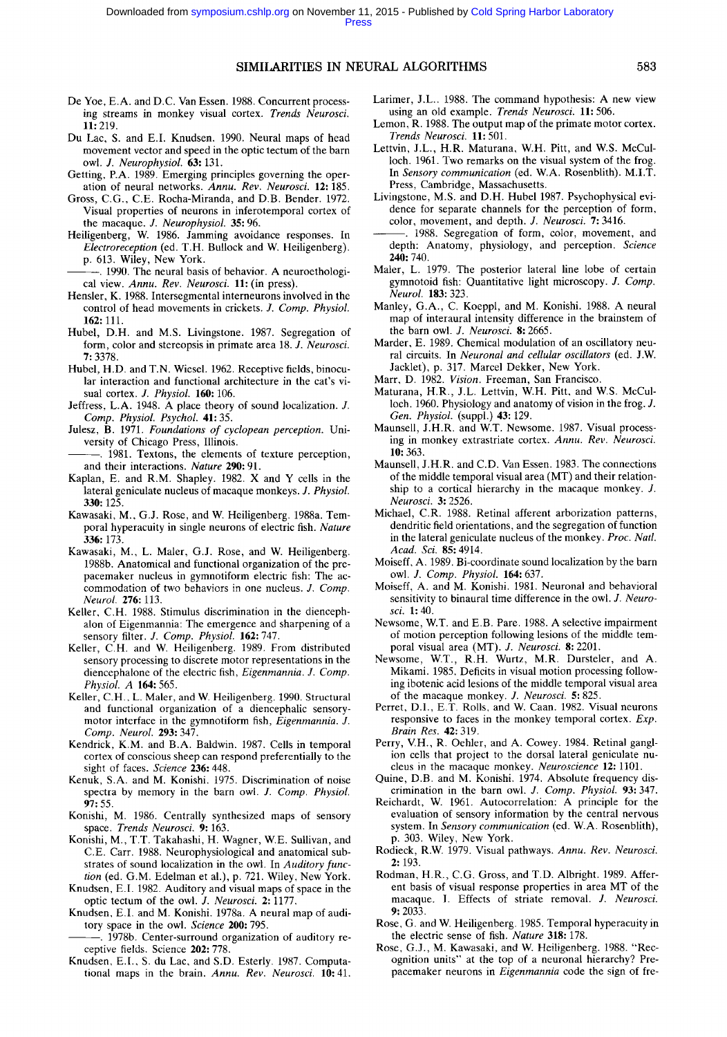De Yoe, E.A. and D.C. Van Essen. 1988. Concurrent processing streams in monkey visual cortex. *Trends Neurosci.* **11:** 219.

Du Lac, S. and E.I. Knudsen. 1990. Neural maps of head movement vector and speed in the optic tectum of the barn owl. *J. Neurophysiol.* **63:** 131.

Getting, P.A. 1989. Emerging principles governing the operation of neural networks. *Annu. Rev. Neurosci.* **12:** 185.

Gross, C.G., C.E. Rocha-Miranda, and D.B. Bender. 1972. Visual properties of neurons in inferotemporal cortex of the macaque. *J. Neurophysiol.* **35:** 96.

Heiligenberg, W. 1986. Jamming avoidance responses. In *Electroreception* (ed. T.H. Bullock and W. Heiligenberg). p. 613. Wiley, New York.

———. 1990. The neural basis of behavior. A neuroethological view. *Annu. Rev. Neurosci.* **11:** (in press).

Hensler, K. 1988. Intersegmental interneurons involved in the control of head movements in crickets. *J. Comp. Physiol.* **162:** 111.

Hubel, D.H. and M.S. Livingstone. 1987. Segregation of form, color and stereopsis in primate area 18. *J. Neurosci.* **7:** 3378.

Hubel, H.D. and T.N. Wiesel. 1962. Receptive fields, binocular interaction and functional architecture in the cat's visual cortex. *J. Physiol.* **160:** 106.

Jeffress, L.A. 1948. A place theory of sound localization. *J. Comp. Physiol. Psychol.* **41:** 35.

Julesz, B. 1971. *Foundations of cyclopean perception.* University of Chicago Press, Illinois.

———. 1981. Textons, the elements of texture perception, and their interactions. *Nature* **290:** 91.

Kaplan, E. and R.M. Shapley. 1982. X and Y cells in the lateral geniculate nucleus of macaque monkeys. *J. Physiol.* **330:** 125.

Kawasaki, M., G.J. Rose, and W. Heiligenberg. 1988a. Temporal hyperacuity in single neurons of electric fish. *Nature* **336:** 173.

Kawasaki, M., L. Maler, G.J. Rose, and W. Heiligenberg. 1988b. Anatomical and functional organization of the prepacemaker nucleus in gymnotiform electric fish: The accommodation of two behaviors in one nucleus. *J. Comp. Neurol.* **276:** 113.

Keller, C.H. 1988. Stimulus discrimination in the diencephalon of Eigenmannia: The emergence and sharpening of a sensory filter. *J. Comp. Physiol.* **162:** 747.

Keller, C.H. and W. Heiligenberg. 1989. From distributed sensory processing to discrete motor representations in the diencephalone of the electric fish, *Eigenmannia*. *J. Comp. Physiol. A* **164:** 565.

Keller, C.H., L. Maler, and W. Heiligenberg. 1990. Structural and functional organization of a diencephalic sensory-motor interface in the gymnotiform fish, *Eigenmannia*. *J. Comp. Neurol.* **293:** 347.

Kendrick, K.M. and B.A. Baldwin. 1987. Cells in temporal cortex of conscious sheep can respond preferentially to the sight of faces. *Science* **236:** 448.

Kenuk, S.A. and M. Konishi. 1975. Discrimination of noise spectra by memory in the barn owl. *J. Comp. Physiol.* **97:** 55.

Konishi, M. 1986. Centrally synthesized maps of sensory space. *Trends Neurosci.* **9:** 163.

Konishi, M., T.T. Takahashi, H. Wagner, W.E. Sullivan, and C.E. Carr. 1988. Neurophysiological and anatomical substrates of sound localization in the owl. In *Auditory function* (ed. G.M. Edelman et al.), p. 721. Wiley, New York.

Knudsen, E.I. 1982. Auditory and visual maps of space in the optic tectum of the owl. *J. Neurosci.* **2:** 1177.

Knudsen, E.I. and M. Konishi. 1978a. A neural map of auditory space in the owl. *Science* **200:** 795.

———. 1978b. Center-surround organization of auditory receptive fields. Science **202:** 778.

Knudsen, E.I., S. du Lac, and S.D. Esterly. 1987. Computational maps in the brain. *Annu. Rev. Neurosci.* **10:** 41.

Larimer, J.L.. 1988. The command hypothesis: A new view using an old example. *Trends Neurosci.* **11:** 506.

Lemon, R. 1988. The output map of the primate motor cortex. *Trends Neurosci.* **11:** 501.

Lettvin, J.L., H.R. Maturana, W.H. Pitt, and W.S. McCulloch. 1961. Two remarks on the visual system of the frog. In *Sensory communication* (ed. W.A. Rosenblith). M.I.T. Press, Cambridge, Massachusetts.

Livingstone, M.S. and D.H. Hubel 1987. Psychophysical evidence for separate channels for the perception of form, color, movement, and depth. *J. Neurosci.* **7:** 3416.

———. 1988. Segregation of form, color, movement, and depth: Anatomy, physiology, and perception. *Science* **240:** 740.

Maler, L. 1979. The posterior lateral line lobe of certain gymnotoid fish: Quantitative light microscopy. *J. Comp. Neurol.* **183:** 323.

Manley, G.A., C. Koeppl, and M. Konishi. 1988. A neural map of interaural intensity difference in the brainstem of the barn owl. *J. Neurosci.* **8:** 2665.

Marder, E. 1989. Chemical modulation of an oscillatory neural circuits. In *Neuronal and cellular oscillators* (ed. J.W. Jacklet), p. 317. Marcel Dekker, New York.

Marr, D. 1982. *Vision.* Freeman, San Francisco.

Maturana, H.R., J.L. Lettvin, W.H. Pitt, and W.S. McCulloch. 1960. Physiology and anatomy of vision in the frog. *J. Gen. Physiol.* (suppl.) **43:** 129.

Maunsell, J.H.R. and W.T. Newsome. 1987. Visual processing in monkey extrastriate cortex. *Annu. Rev. Neurosci.* **10:** 363.

Maunsell, J.H.R. and C.D. Van Essen. 1983. The connections of the middle temporal visual area (MT) and their relationship to a cortical hierarchy in the macaque monkey. *J. Neurosci.* **3:** 2526.

Michael, C.R. 1988. Retinal afferent arborization patterns, dendritic field orientations, and the segregation of function in the lateral geniculate nucleus of the monkey. *Proc. Natl. Acad. Sci.* **85:** 4914.

Moiseff, A. 1989. Bi-coordinate sound localization by the barn owl. *J. Comp. Physiol.* **164:** 637.

Moiseff, A. and M. Konishi. 1981. Neuronal and behavioral sensitivity to binaural time difference in the owl. *J. Neurosci.* **1:** 40.

Newsome, W.T. and E.B. Pare. 1988. A selective impairment of motion perception following lesions of the middle temporal visual area (MT). *J. Neurosci.* **8:** 2201.

Newsome, W.T., R.H. Wurtz, M.R. Dursteler, and A. Mikami. 1985. Deficits in visual motion processing following ibotenic acid lesions of the middle temporal visual area of the macaque monkey. *J. Neurosci.* **5:** 825.

Perret, D.I., E.T. Rolls, and W. Caan. 1982. Visual neurons responsive to faces in the monkey temporal cortex. *Exp. Brain Res.* **42:** 319.

Perry, V.H., R. Oehler, and A. Cowey. 1984. Retinal ganglion cells that project to the dorsal lateral geniculate nucleus in the macaque monkey. *Neuroscience* **12:** 1101.

Quine, D.B. and M. Konishi. 1974. Absolute frequency discrimination in the barn owl. *J. Comp. Physiol.* **93:** 347.

Reichardt, W. 1961. Autocorrelation: A principle for the evaluation of sensory information by the central nervous system. In *Sensory communication* (ed. W.A. Rosenblith), p. 303. Wiley, New York.

Rodieck, R.W. 1979. Visual pathways. *Annu. Rev. Neurosci.* **2:** 193.

Rodman, H.R., C.G. Gross, and T.D. Albright. 1989. Afferent basis of visual response properties in area MT of the macaque. I. Effects of striate removal. *J. Neurosci.* **9:** 2033.

Rose, G. and W. Heiligenberg. 1985. Temporal hyperacuity in the electric sense of fish. *Nature* **318:** 178.

Rose, G.J., M. Kawasaki, and W. Heiligenberg. 1988. "Recognition units" at the top of a neuronal hierarchy? Prepacemaker neurons in *Eigenmannia* code the sign of fre-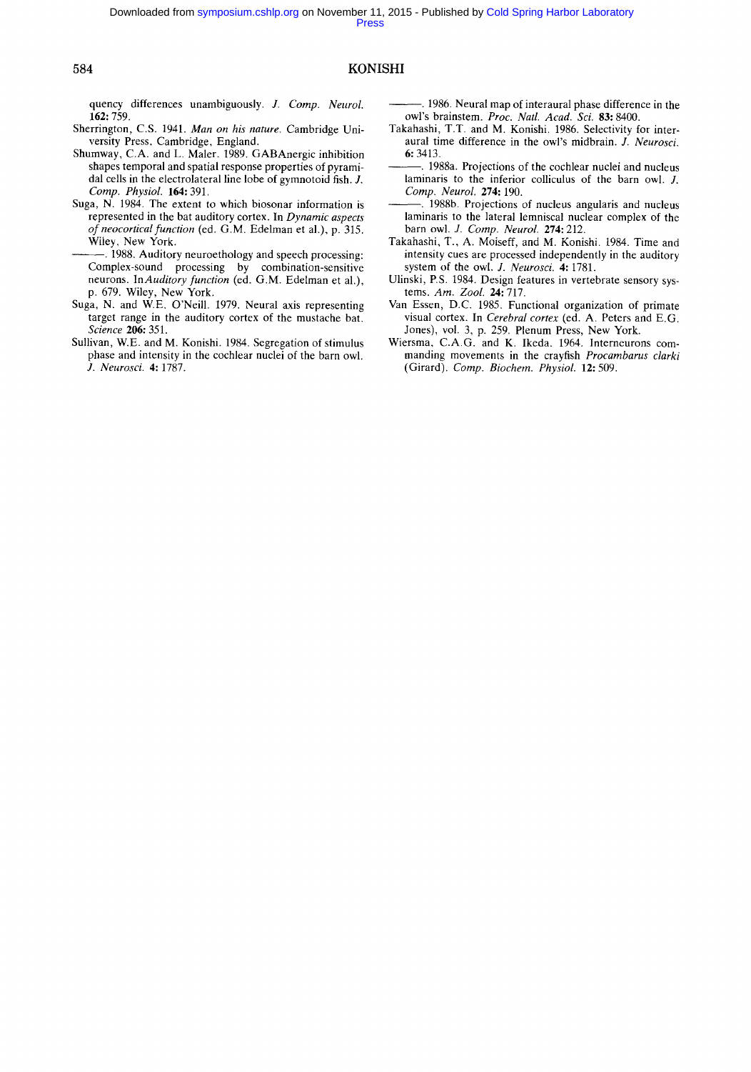quency differences unambiguously. *J. Comp. Neurol.* **162:** 759.

Sherrington, C.S. 1941. *Man on his nature.* Cambridge University Press, Cambridge, England.

Shumway, C.A. and L. Maler. 1989. GABAnergic inhibition shapes temporal and spatial response properties of pyramidal cells in the electrolateral line lobe of gymnotoid fish. *J. Comp. Physiol.* **164:** 391.

Suga, N. 1984. The extent to which biosonar information is represented in the bat auditory cortex. In *Dynamic aspects of neocortical function* (ed. G.M. Edelman et al.), p. 315. Wiley, New York.

———. 1988. Auditory neuroethology and speech processing: Complex-sound processing by combination-sensitive neurons. In *Auditory function* (ed. G.M. Edelman et al.), p. 679. Wiley, New York.

Suga, N. and W.E. O'Neill. 1979. Neural axis representing target range in the auditory cortex of the mustache bat. *Science* **206:** 351.

Sullivan, W.E. and M. Konishi. 1984. Segregation of stimulus phase and intensity in the cochlear nuclei of the barn owl. *J. Neurosci.* **4:** 1787.

———. 1986. Neural map of interaural phase difference in the owl's brainstem. *Proc. Natl. Acad. Sci.* **83:** 8400.

Takahashi, T.T. and M. Konishi. 1986. Selectivity for interaural time difference in the owl's midbrain. *J. Neurosci.* **6:** 3413.

———. 1988a. Projections of the cochlear nuclei and nucleus laminaris to the inferior colliculus of the barn owl. *J. Comp. Neurol.* **274:** 190.

———. 1988b. Projections of nucleus angularis and nucleus laminaris to the lateral lemniscal nuclear complex of the barn owl. *J. Comp. Neurol.* **274:** 212.

Takahashi, T., A. Moiseff, and M. Konishi. 1984. Time and intensity cues are processed independently in the auditory system of the owl. *J. Neurosci.* **4:** 1781.

Ulinski, P.S. 1984. Design features in vertebrate sensory systems. *Am. Zool.* **24:** 717.

Van Essen, D.C. 1985. Functional organization of primate visual cortex. In *Cerebral cortex* (ed. A. Peters and E.G. Jones), vol. 3, p. 259. Plenum Press, New York.

Wiersma, C.A.G. and K. Ikeda. 1964. Interneurons commanding movements in the crayfish *Procambarus clarki* (Girard). *Comp. Biochem. Physiol.* **12:** 509.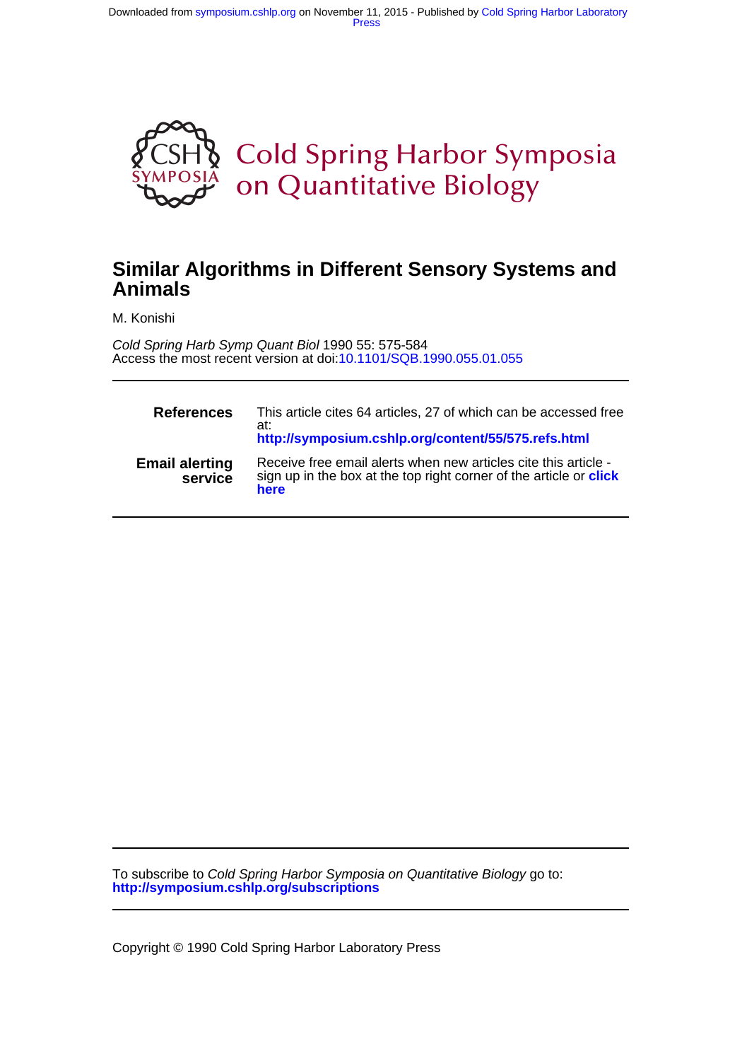Downloaded from symposium.cshlp.org on November 11, 2015 - Published by Cold Spring Harbor Laboratory Press

Cold Spring Harbor Symposia on Quantitative Biology

# Similar Algorithms in Different Sensory Systems and Animals

M. Konishi

*Cold Spring Harb Symp Quant Biol* 1990 55: 575-584
Access the most recent version at doi:10.1101/SQB.1990.055.01.055

| | |
|---|---|
| **References** | This article cites 64 articles, 27 of which can be accessed free at: **http://symposium.cshlp.org/content/55/575.refs.html** |
| **Email alerting service** | Receive free email alerts when new articles cite this article - sign up in the box at the top right corner of the article or **click here** |

To subscribe to *Cold Spring Harbor Symposia on Quantitative Biology* go to:
**http://symposium.cshlp.org/subscriptions**

Copyright © 1990 Cold Spring Harbor Laboratory Press